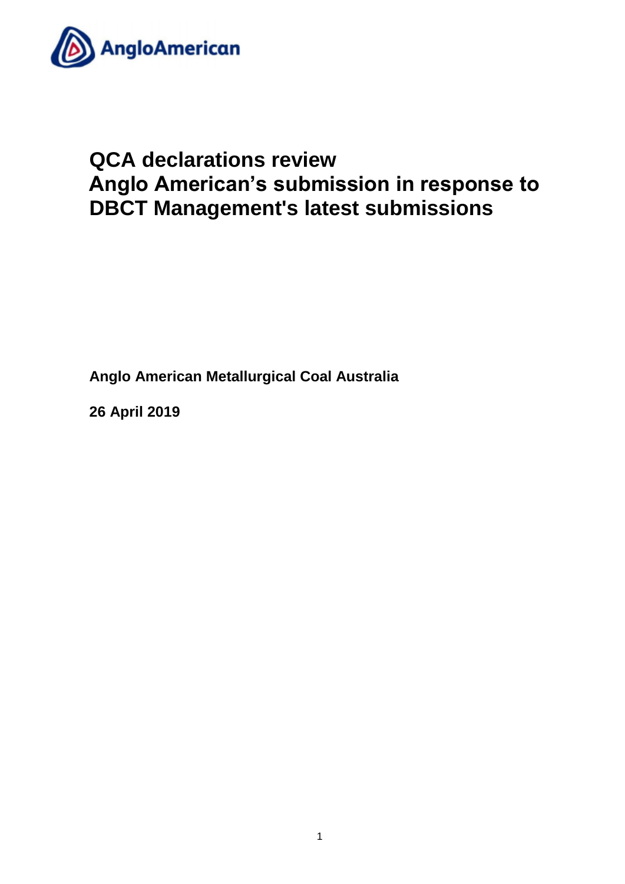# QCA declarations review
# Anglo American's submission in response to DBCT Management's latest submissions

**Anglo American Metallurgical Coal Australia**

**26 April 2019**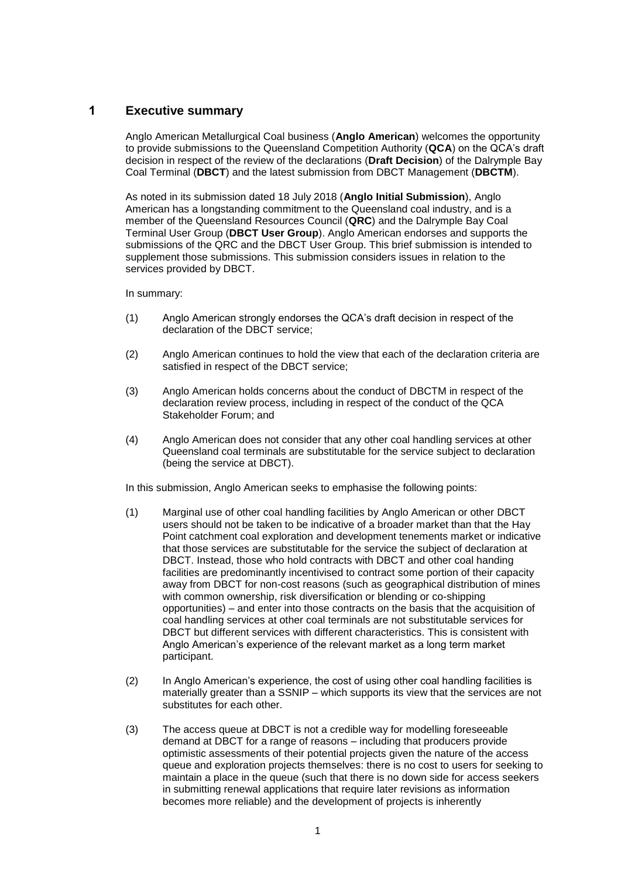## 1 Executive summary

Anglo American Metallurgical Coal business (**Anglo American**) welcomes the opportunity to provide submissions to the Queensland Competition Authority (**QCA**) on the QCA's draft decision in respect of the review of the declarations (**Draft Decision**) of the Dalrymple Bay Coal Terminal (**DBCT**) and the latest submission from DBCT Management (**DBCTM**).

As noted in its submission dated 18 July 2018 (**Anglo Initial Submission**), Anglo American has a longstanding commitment to the Queensland coal industry, and is a member of the Queensland Resources Council (**QRC**) and the Dalrymple Bay Coal Terminal User Group (**DBCT User Group**). Anglo American endorses and supports the submissions of the QRC and the DBCT User Group. This brief submission is intended to supplement those submissions. This submission considers issues in relation to the services provided by DBCT.

In summary:

(1) Anglo American strongly endorses the QCA's draft decision in respect of the declaration of the DBCT service;

(2) Anglo American continues to hold the view that each of the declaration criteria are satisfied in respect of the DBCT service;

(3) Anglo American holds concerns about the conduct of DBCTM in respect of the declaration review process, including in respect of the conduct of the QCA Stakeholder Forum; and

(4) Anglo American does not consider that any other coal handling services at other Queensland coal terminals are substitutable for the service subject to declaration (being the service at DBCT).

In this submission, Anglo American seeks to emphasise the following points:

(1) Marginal use of other coal handling facilities by Anglo American or other DBCT users should not be taken to be indicative of a broader market than that the Hay Point catchment coal exploration and development tenements market or indicative that those services are substitutable for the service the subject of declaration at DBCT. Instead, those who hold contracts with DBCT and other coal handing facilities are predominantly incentivised to contract some portion of their capacity away from DBCT for non-cost reasons (such as geographical distribution of mines with common ownership, risk diversification or blending or co-shipping opportunities) – and enter into those contracts on the basis that the acquisition of coal handling services at other coal terminals are not substitutable services for DBCT but different services with different characteristics. This is consistent with Anglo American's experience of the relevant market as a long term market participant.

(2) In Anglo American's experience, the cost of using other coal handling facilities is materially greater than a SSNIP – which supports its view that the services are not substitutes for each other.

(3) The access queue at DBCT is not a credible way for modelling foreseeable demand at DBCT for a range of reasons – including that producers provide optimistic assessments of their potential projects given the nature of the access queue and exploration projects themselves: there is no cost to users for seeking to maintain a place in the queue (such that there is no down side for access seekers in submitting renewal applications that require later revisions as information becomes more reliable) and the development of projects is inherently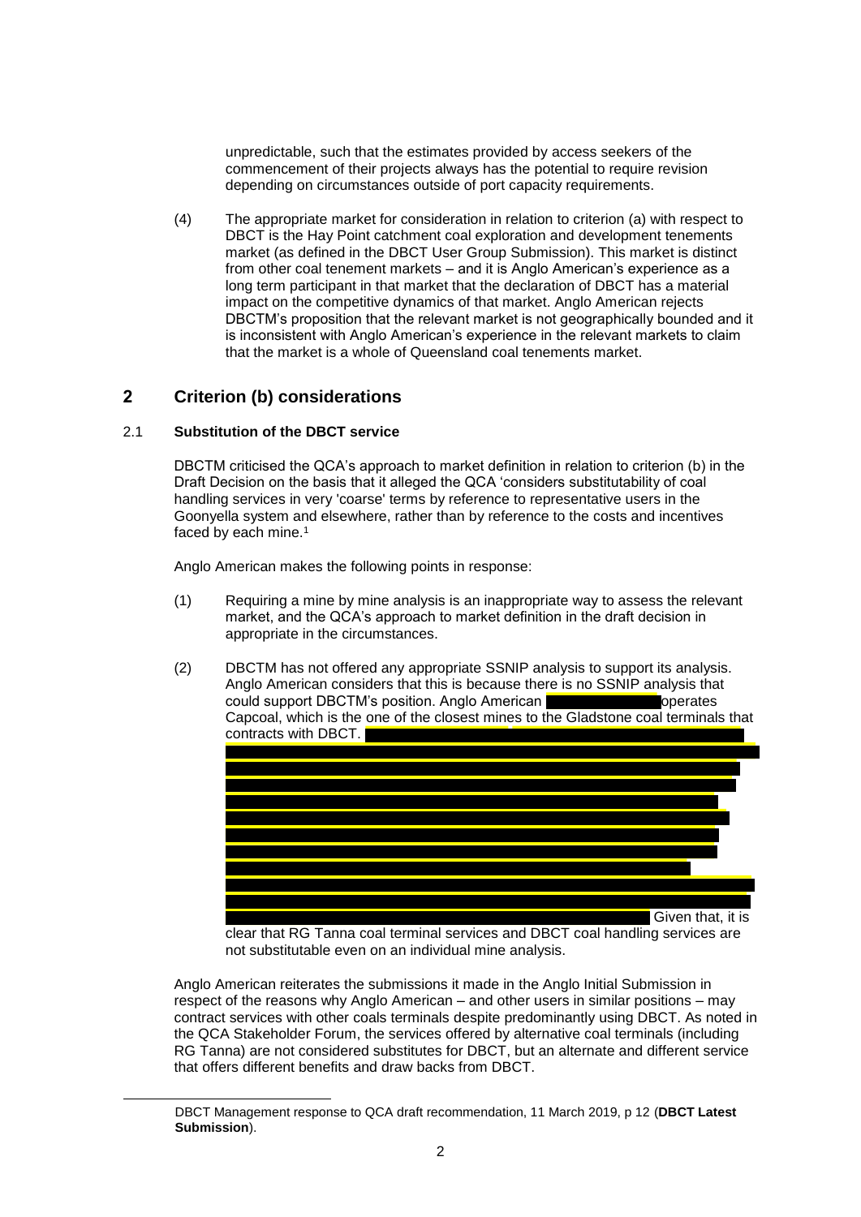unpredictable, such that the estimates provided by access seekers of the commencement of their projects always has the potential to require revision depending on circumstances outside of port capacity requirements.

(4) The appropriate market for consideration in relation to criterion (a) with respect to DBCT is the Hay Point catchment coal exploration and development tenements market (as defined in the DBCT User Group Submission). This market is distinct from other coal tenement markets – and it is Anglo American's experience as a long term participant in that market that the declaration of DBCT has a material impact on the competitive dynamics of that market. Anglo American rejects DBCTM's proposition that the relevant market is not geographically bounded and it is inconsistent with Anglo American's experience in the relevant markets to claim that the market is a whole of Queensland coal tenements market.

## 2 Criterion (b) considerations

### 2.1 Substitution of the DBCT service

DBCTM criticised the QCA's approach to market definition in relation to criterion (b) in the Draft Decision on the basis that it alleged the QCA 'considers substitutability of coal handling services in very 'coarse' terms by reference to representative users in the Goonyella system and elsewhere, rather than by reference to the costs and incentives faced by each mine.[1]

Anglo American makes the following points in response:

(1) Requiring a mine by mine analysis is an inappropriate way to assess the relevant market, and the QCA's approach to market definition in the draft decision in appropriate in the circumstances.

(2) DBCTM has not offered any appropriate SSNIP analysis to support its analysis. Anglo American considers that this is because there is no SSNIP analysis that could support DBCTM's position. Anglo American [REDACTED] operates Capcoal, which is the one of the closest mines to the Gladstone coal terminals that contracts with DBCT. [REDACTED] Given that, it is clear that RG Tanna coal terminal services and DBCT coal handling services are not substitutable even on an individual mine analysis.

Anglo American reiterates the submissions it made in the Anglo Initial Submission in respect of the reasons why Anglo American – and other users in similar positions – may contract services with other coals terminals despite predominantly using DBCT. As noted in the QCA Stakeholder Forum, the services offered by alternative coal terminals (including RG Tanna) are not considered substitutes for DBCT, but an alternate and different service that offers different benefits and draw backs from DBCT.

---

[1] DBCT Management response to QCA draft recommendation, 11 March 2019, p 12 (**DBCT Latest Submission**).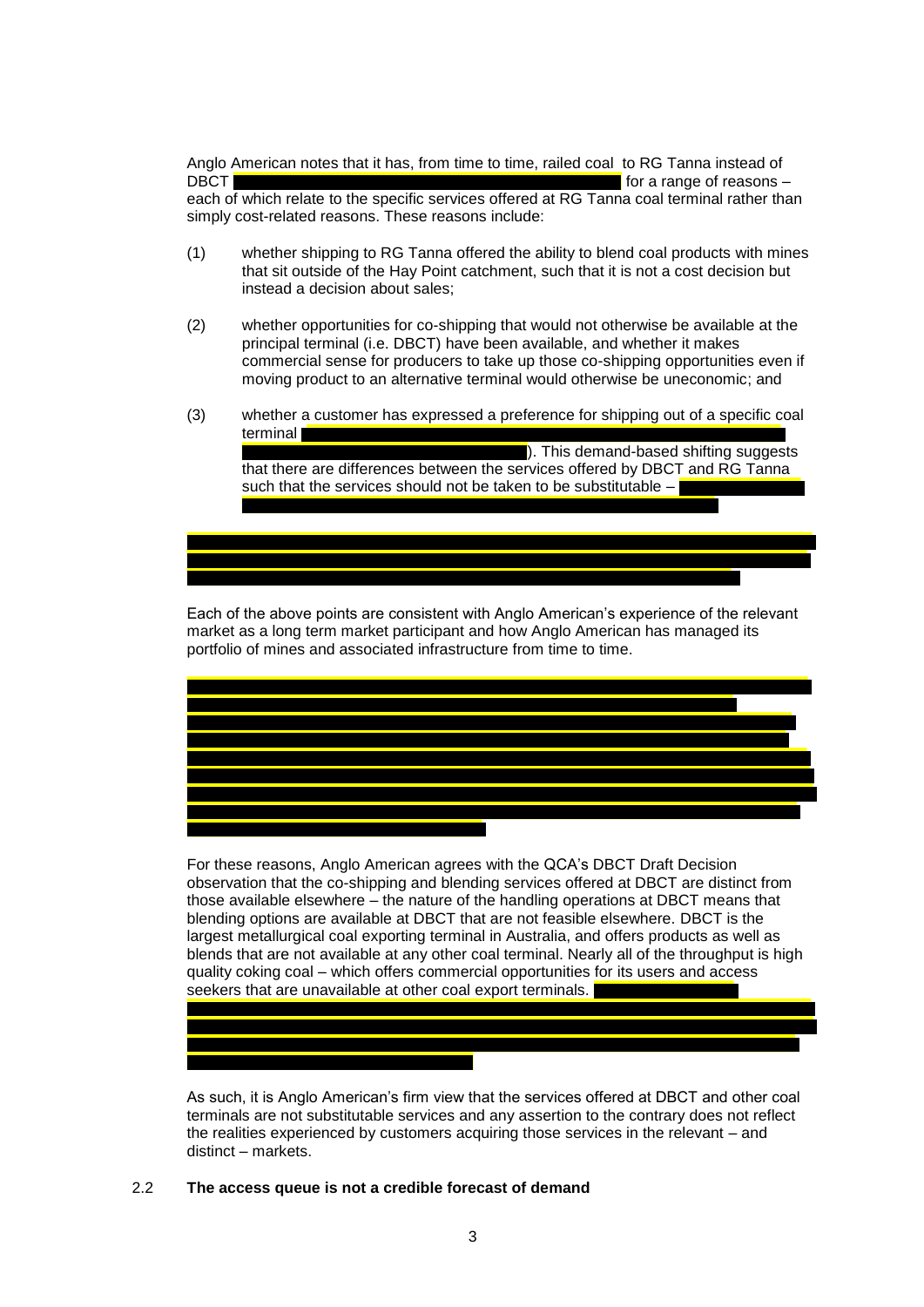Anglo American notes that it has, from time to time, railed coal to RG Tanna instead of DBCT for a range of reasons – each of which relate to the specific services offered at RG Tanna coal terminal rather than simply cost-related reasons. These reasons include:

(1) whether shipping to RG Tanna offered the ability to blend coal products with mines that sit outside of the Hay Point catchment, such that it is not a cost decision but instead a decision about sales;

(2) whether opportunities for co-shipping that would not otherwise be available at the principal terminal (i.e. DBCT) have been available, and whether it makes commercial sense for producers to take up those co-shipping opportunities even if moving product to an alternative terminal would otherwise be uneconomic; and

(3) whether a customer has expressed a preference for shipping out of a specific coal terminal ). This demand-based shifting suggests that there are differences between the services offered by DBCT and RG Tanna such that the services should not be taken to be substitutable –

Each of the above points are consistent with Anglo American's experience of the relevant market as a long term market participant and how Anglo American has managed its portfolio of mines and associated infrastructure from time to time.

For these reasons, Anglo American agrees with the QCA's DBCT Draft Decision observation that the co-shipping and blending services offered at DBCT are distinct from those available elsewhere – the nature of the handling operations at DBCT means that blending options are available at DBCT that are not feasible elsewhere. DBCT is the largest metallurgical coal exporting terminal in Australia, and offers products as well as blends that are not available at any other coal terminal. Nearly all of the throughput is high quality coking coal – which offers commercial opportunities for its users and access seekers that are unavailable at other coal export terminals.

As such, it is Anglo American's firm view that the services offered at DBCT and other coal terminals are not substitutable services and any assertion to the contrary does not reflect the realities experienced by customers acquiring those services in the relevant – and distinct – markets.

### 2.2 The access queue is not a credible forecast of demand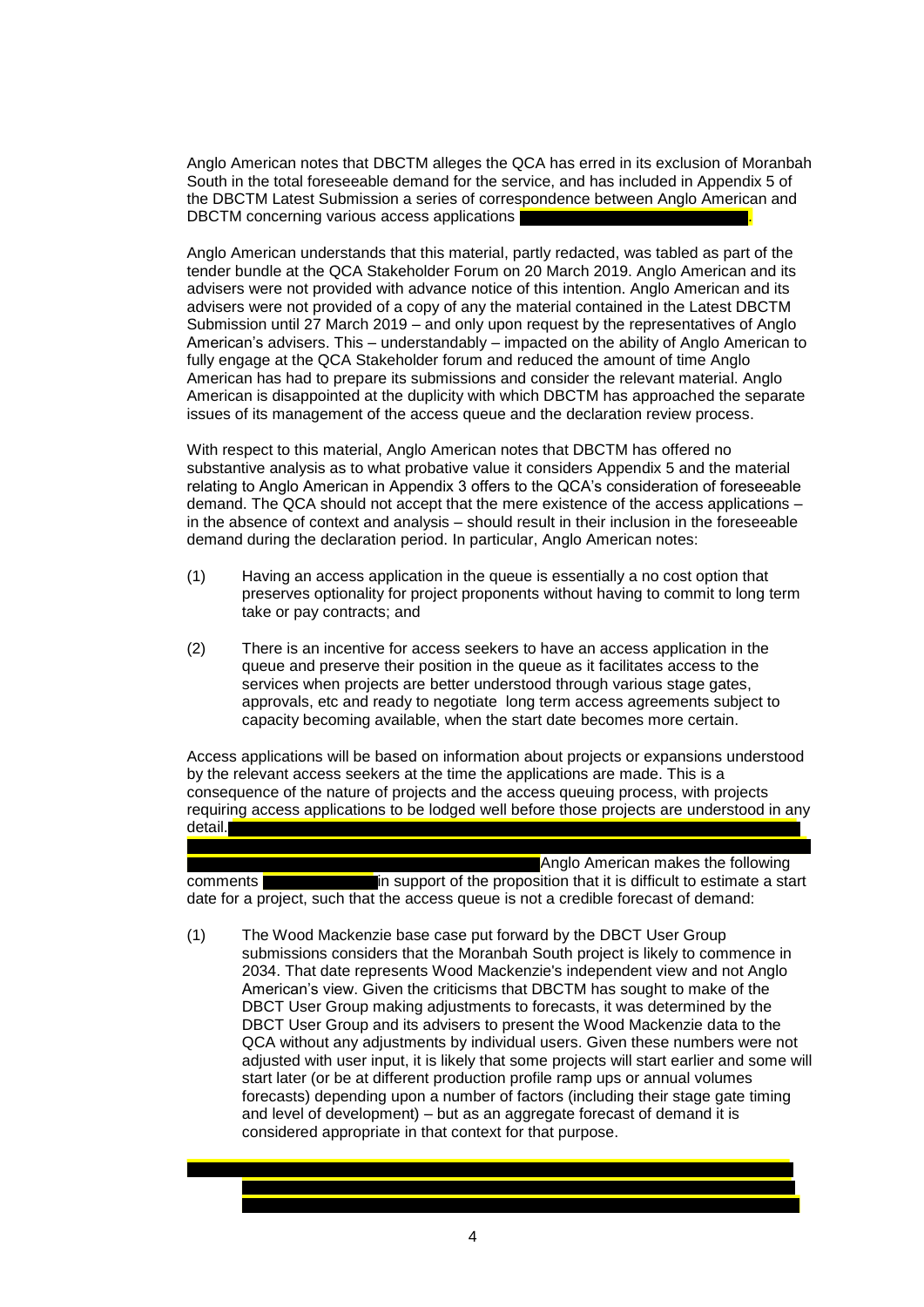Anglo American notes that DBCTM alleges the QCA has erred in its exclusion of Moranbah South in the total foreseeable demand for the service, and has included in Appendix 5 of the DBCTM Latest Submission a series of correspondence between Anglo American and DBCTM concerning various access applications.

Anglo American understands that this material, partly redacted, was tabled as part of the tender bundle at the QCA Stakeholder Forum on 20 March 2019. Anglo American and its advisers were not provided with advance notice of this intention. Anglo American and its advisers were not provided of a copy of any the material contained in the Latest DBCTM Submission until 27 March 2019 – and only upon request by the representatives of Anglo American's advisers. This – understandably – impacted on the ability of Anglo American to fully engage at the QCA Stakeholder forum and reduced the amount of time Anglo American has had to prepare its submissions and consider the relevant material. Anglo American is disappointed at the duplicity with which DBCTM has approached the separate issues of its management of the access queue and the declaration review process.

With respect to this material, Anglo American notes that DBCTM has offered no substantive analysis as to what probative value it considers Appendix 5 and the material relating to Anglo American in Appendix 3 offers to the QCA's consideration of foreseeable demand. The QCA should not accept that the mere existence of the access applications – in the absence of context and analysis – should result in their inclusion in the foreseeable demand during the declaration period. In particular, Anglo American notes:

(1) Having an access application in the queue is essentially a no cost option that preserves optionality for project proponents without having to commit to long term take or pay contracts; and

(2) There is an incentive for access seekers to have an access application in the queue and preserve their position in the queue as it facilitates access to the services when projects are better understood through various stage gates, approvals, etc and ready to negotiate long term access agreements subject to capacity becoming available, when the start date becomes more certain.

Access applications will be based on information about projects or expansions understood by the relevant access seekers at the time the applications are made. This is a consequence of the nature of projects and the access queuing process, with projects requiring access applications to be lodged well before those projects are understood in any detail. Anglo American makes the following comments in support of the proposition that it is difficult to estimate a start date for a project, such that the access queue is not a credible forecast of demand:

(1) The Wood Mackenzie base case put forward by the DBCT User Group submissions considers that the Moranbah South project is likely to commence in 2034. That date represents Wood Mackenzie's independent view and not Anglo American's view. Given the criticisms that DBCTM has sought to make of the DBCT User Group making adjustments to forecasts, it was determined by the DBCT User Group and its advisers to present the Wood Mackenzie data to the QCA without any adjustments by individual users. Given these numbers were not adjusted with user input, it is likely that some projects will start earlier and some will start later (or be at different production profile ramp ups or annual volumes forecasts) depending upon a number of factors (including their stage gate timing and level of development) – but as an aggregate forecast of demand it is considered appropriate in that context for that purpose.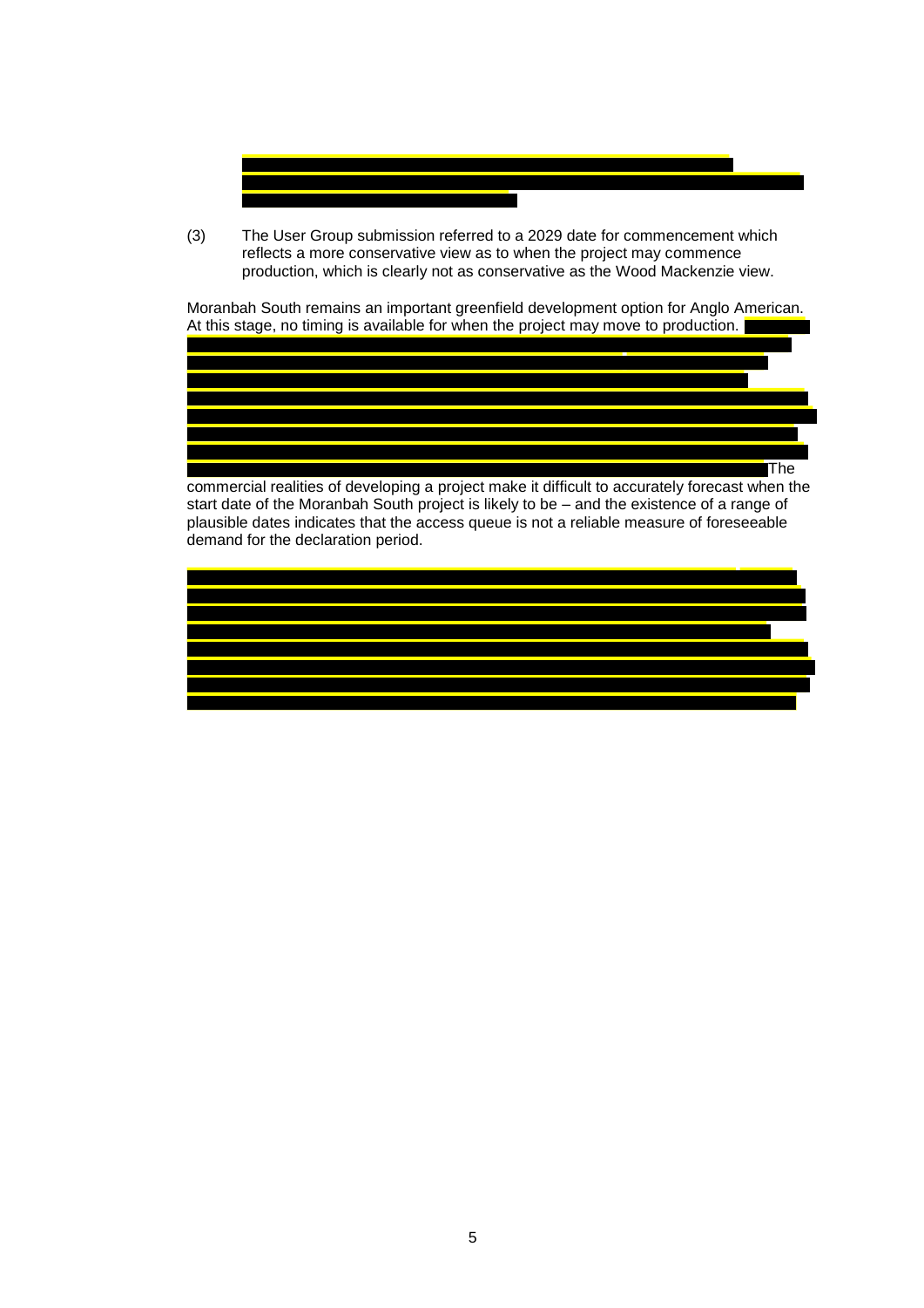(3) The User Group submission referred to a 2029 date for commencement which reflects a more conservative view as to when the project may commence production, which is clearly not as conservative as the Wood Mackenzie view.

Moranbah South remains an important greenfield development option for Anglo American. At this stage, no timing is available for when the project may move to production. The commercial realities of developing a project make it difficult to accurately forecast when the start date of the Moranbah South project is likely to be – and the existence of a range of plausible dates indicates that the access queue is not a reliable measure of foreseeable demand for the declaration period.